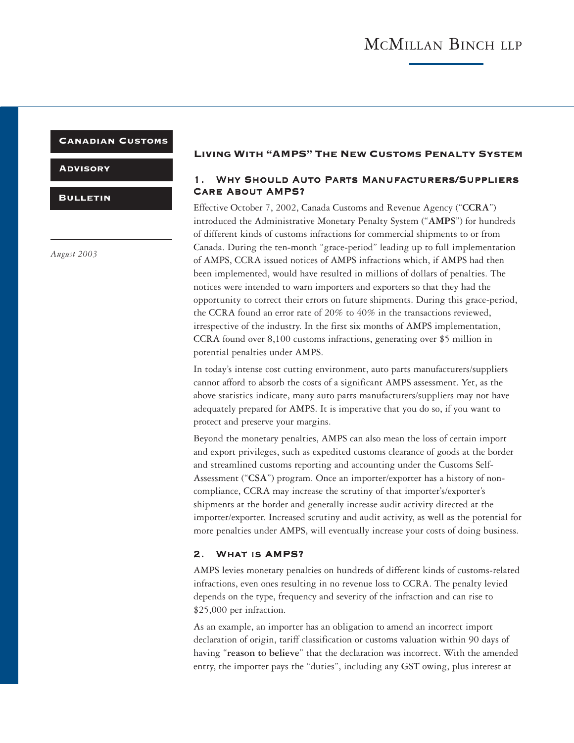McMillan Binch LLP

**Canadian Customs**

**Advisory**

**Bulletin**

*August 2003*

# Living With "AMPS" The New Customs Penalty System

## 1. Why Should Auto Parts Manufacturers/Suppliers Care About AMPS?

Effective October 7, 2002, Canada Customs and Revenue Agency ("**CCRA**") introduced the Administrative Monetary Penalty System ("**AMPS**") for hundreds of different kinds of customs infractions for commercial shipments to or from Canada. During the ten-month "grace-period" leading up to full implementation of AMPS, CCRA issued notices of AMPS infractions which, if AMPS had then been implemented, would have resulted in millions of dollars of penalties. The notices were intended to warn importers and exporters so that they had the opportunity to correct their errors on future shipments. During this grace-period, the CCRA found an error rate of 20% to 40% in the transactions reviewed, irrespective of the industry. In the first six months of AMPS implementation, CCRA found over 8,100 customs infractions, generating over $5 million in potential penalties under AMPS.

In today's intense cost cutting environment, auto parts manufacturers/suppliers cannot afford to absorb the costs of a significant AMPS assessment. Yet, as the above statistics indicate, many auto parts manufacturers/suppliers may not have adequately prepared for AMPS. It is imperative that you do so, if you want to protect and preserve your margins.

Beyond the monetary penalties, AMPS can also mean the loss of certain import and export privileges, such as expedited customs clearance of goods at the border and streamlined customs reporting and accounting under the Customs Self-Assessment ("**CSA**") program. Once an importer/exporter has a history of non-compliance, CCRA may increase the scrutiny of that importer's/exporter's shipments at the border and generally increase audit activity directed at the importer/exporter. Increased scrutiny and audit activity, as well as the potential for more penalties under AMPS, will eventually increase your costs of doing business.

## 2. What is AMPS?

AMPS levies monetary penalties on hundreds of different kinds of customs-related infractions, even ones resulting in no revenue loss to CCRA. The penalty levied depends on the type, frequency and severity of the infraction and can rise to $25,000 per infraction.

As an example, an importer has an obligation to amend an incorrect import declaration of origin, tariff classification or customs valuation within 90 days of having "**reason to believe**" that the declaration was incorrect. With the amended entry, the importer pays the "duties", including any GST owing, plus interest at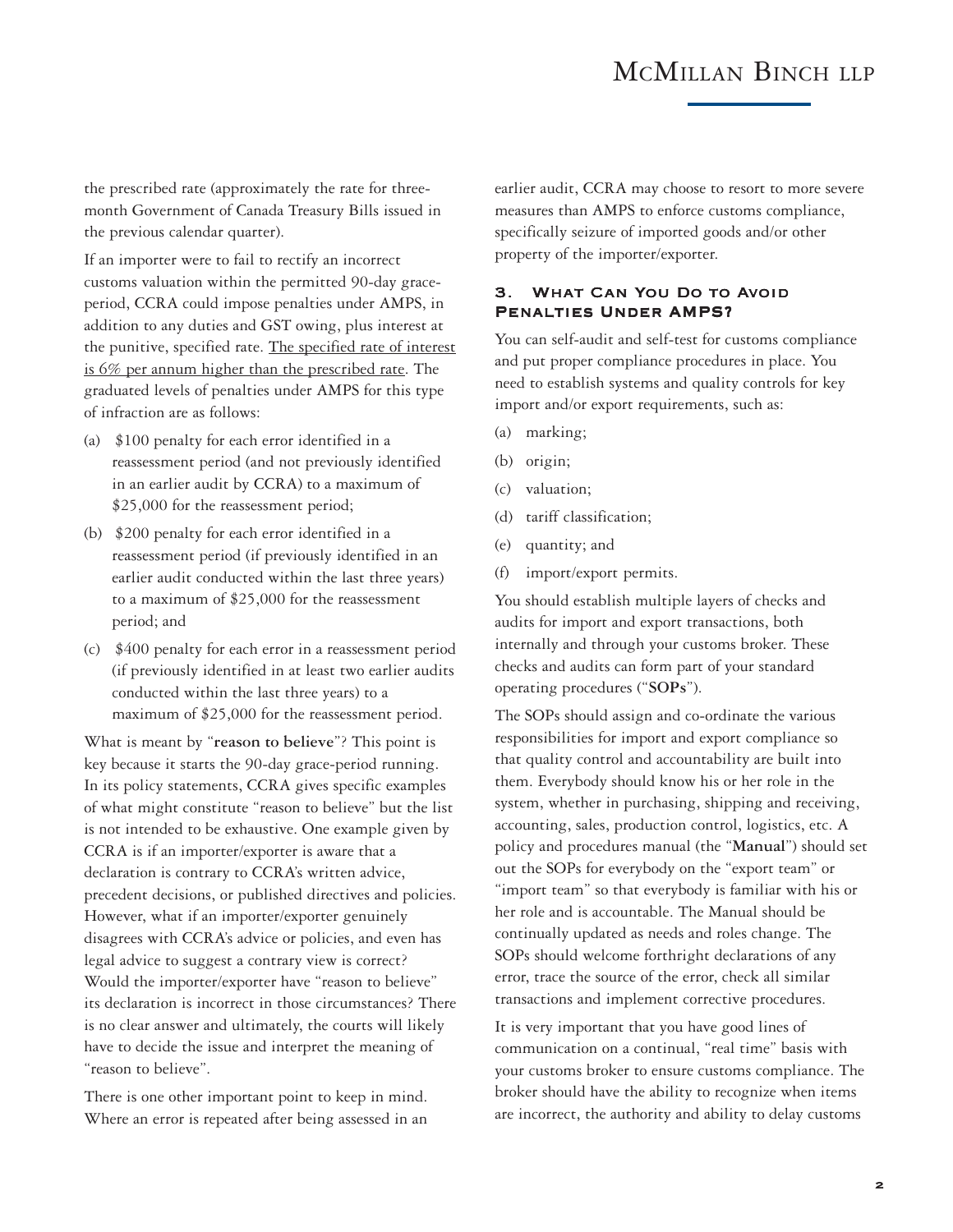the prescribed rate (approximately the rate for three-month Government of Canada Treasury Bills issued in the previous calendar quarter).

If an importer were to fail to rectify an incorrect customs valuation within the permitted 90-day grace-period, CCRA could impose penalties under AMPS, in addition to any duties and GST owing, plus interest at the punitive, specified rate. <u>The specified rate of interest is 6% per annum higher than the prescribed rate</u>. The graduated levels of penalties under AMPS for this type of infraction are as follows:

(a) $100 penalty for each error identified in a reassessment period (and not previously identified in an earlier audit by CCRA) to a maximum of $25,000 for the reassessment period;

(b) $200 penalty for each error identified in a reassessment period (if previously identified in an earlier audit conducted within the last three years) to a maximum of $25,000 for the reassessment period; and

(c) $400 penalty for each error in a reassessment period (if previously identified in at least two earlier audits conducted within the last three years) to a maximum of $25,000 for the reassessment period.

What is meant by "**reason to believe**"? This point is key because it starts the 90-day grace-period running. In its policy statements, CCRA gives specific examples of what might constitute "reason to believe" but the list is not intended to be exhaustive. One example given by CCRA is if an importer/exporter is aware that a declaration is contrary to CCRA's written advice, precedent decisions, or published directives and policies. However, what if an importer/exporter genuinely disagrees with CCRA's advice or policies, and even has legal advice to suggest a contrary view is correct? Would the importer/exporter have "reason to believe" its declaration is incorrect in those circumstances? There is no clear answer and ultimately, the courts will likely have to decide the issue and interpret the meaning of "reason to believe".

There is one other important point to keep in mind. Where an error is repeated after being assessed in an earlier audit, CCRA may choose to resort to more severe measures than AMPS to enforce customs compliance, specifically seizure of imported goods and/or other property of the importer/exporter.

## 3. What Can You Do to Avoid Penalties Under AMPS?

You can self-audit and self-test for customs compliance and put proper compliance procedures in place. You need to establish systems and quality controls for key import and/or export requirements, such as:

(a) marking;

(b) origin;

(c) valuation;

(d) tariff classification;

(e) quantity; and

(f) import/export permits.

You should establish multiple layers of checks and audits for import and export transactions, both internally and through your customs broker. These checks and audits can form part of your standard operating procedures ("**SOPs**").

The SOPs should assign and co-ordinate the various responsibilities for import and export compliance so that quality control and accountability are built into them. Everybody should know his or her role in the system, whether in purchasing, shipping and receiving, accounting, sales, production control, logistics, etc. A policy and procedures manual (the "**Manual**") should set out the SOPs for everybody on the "export team" or "import team" so that everybody is familiar with his or her role and is accountable. The Manual should be continually updated as needs and roles change. The SOPs should welcome forthright declarations of any error, trace the source of the error, check all similar transactions and implement corrective procedures.

It is very important that you have good lines of communication on a continual, "real time" basis with your customs broker to ensure customs compliance. The broker should have the ability to recognize when items are incorrect, the authority and ability to delay customs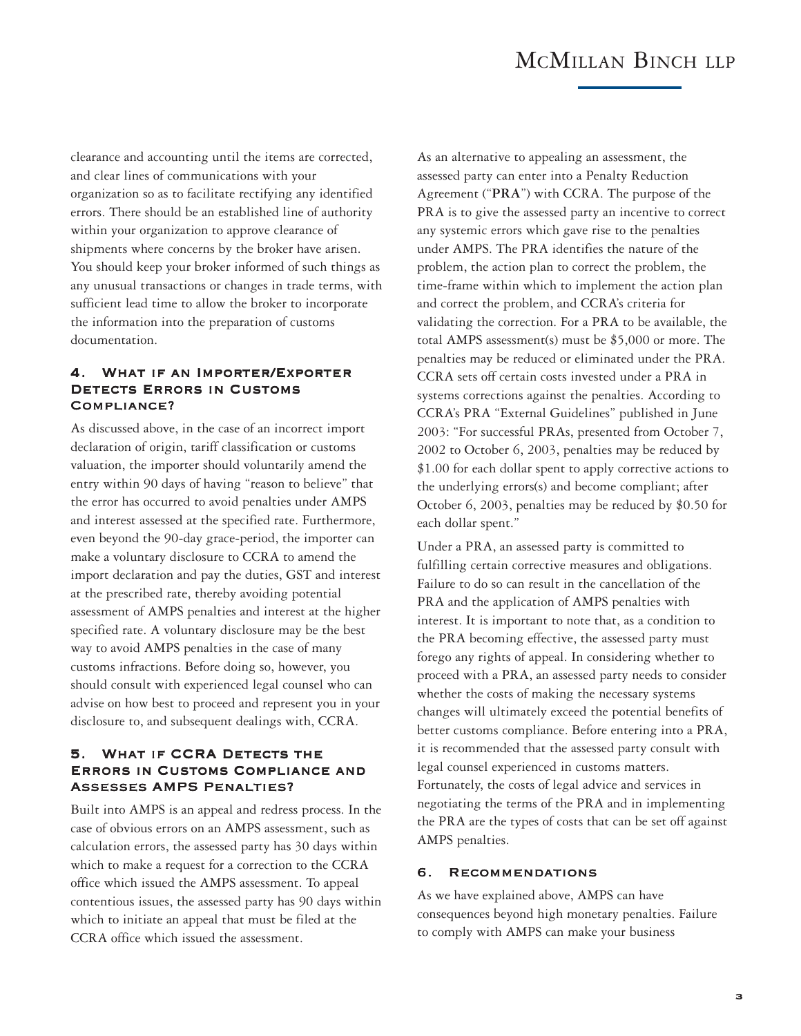clearance and accounting until the items are corrected, and clear lines of communications with your organization so as to facilitate rectifying any identified errors. There should be an established line of authority within your organization to approve clearance of shipments where concerns by the broker have arisen. You should keep your broker informed of such things as any unusual transactions or changes in trade terms, with sufficient lead time to allow the broker to incorporate the information into the preparation of customs documentation.

### 4. What if an Importer/Exporter Detects Errors in Customs Compliance?

As discussed above, in the case of an incorrect import declaration of origin, tariff classification or customs valuation, the importer should voluntarily amend the entry within 90 days of having "reason to believe" that the error has occurred to avoid penalties under AMPS and interest assessed at the specified rate. Furthermore, even beyond the 90-day grace-period, the importer can make a voluntary disclosure to CCRA to amend the import declaration and pay the duties, GST and interest at the prescribed rate, thereby avoiding potential assessment of AMPS penalties and interest at the higher specified rate. A voluntary disclosure may be the best way to avoid AMPS penalties in the case of many customs infractions. Before doing so, however, you should consult with experienced legal counsel who can advise on how best to proceed and represent you in your disclosure to, and subsequent dealings with, CCRA.

### 5. What if CCRA Detects the Errors in Customs Compliance and Assesses AMPS Penalties?

Built into AMPS is an appeal and redress process. In the case of obvious errors on an AMPS assessment, such as calculation errors, the assessed party has 30 days within which to make a request for a correction to the CCRA office which issued the AMPS assessment. To appeal contentious issues, the assessed party has 90 days within which to initiate an appeal that must be filed at the CCRA office which issued the assessment.

As an alternative to appealing an assessment, the assessed party can enter into a Penalty Reduction Agreement ("**PRA**") with CCRA. The purpose of the PRA is to give the assessed party an incentive to correct any systemic errors which gave rise to the penalties under AMPS. The PRA identifies the nature of the problem, the action plan to correct the problem, the time-frame within which to implement the action plan and correct the problem, and CCRA's criteria for validating the correction. For a PRA to be available, the total AMPS assessment(s) must be $5,000 or more. The penalties may be reduced or eliminated under the PRA. CCRA sets off certain costs invested under a PRA in systems corrections against the penalties. According to CCRA's PRA "External Guidelines" published in June 2003: "For successful PRAs, presented from October 7, 2002 to October 6, 2003, penalties may be reduced by $1.00 for each dollar spent to apply corrective actions to the underlying errors(s) and become compliant; after October 6, 2003, penalties may be reduced by $0.50 for each dollar spent."

Under a PRA, an assessed party is committed to fulfilling certain corrective measures and obligations. Failure to do so can result in the cancellation of the PRA and the application of AMPS penalties with interest. It is important to note that, as a condition to the PRA becoming effective, the assessed party must forego any rights of appeal. In considering whether to proceed with a PRA, an assessed party needs to consider whether the costs of making the necessary systems changes will ultimately exceed the potential benefits of better customs compliance. Before entering into a PRA, it is recommended that the assessed party consult with legal counsel experienced in customs matters. Fortunately, the costs of legal advice and services in negotiating the terms of the PRA and in implementing the PRA are the types of costs that can be set off against AMPS penalties.

### 6. Recommendations

As we have explained above, AMPS can have consequences beyond high monetary penalties. Failure to comply with AMPS can make your business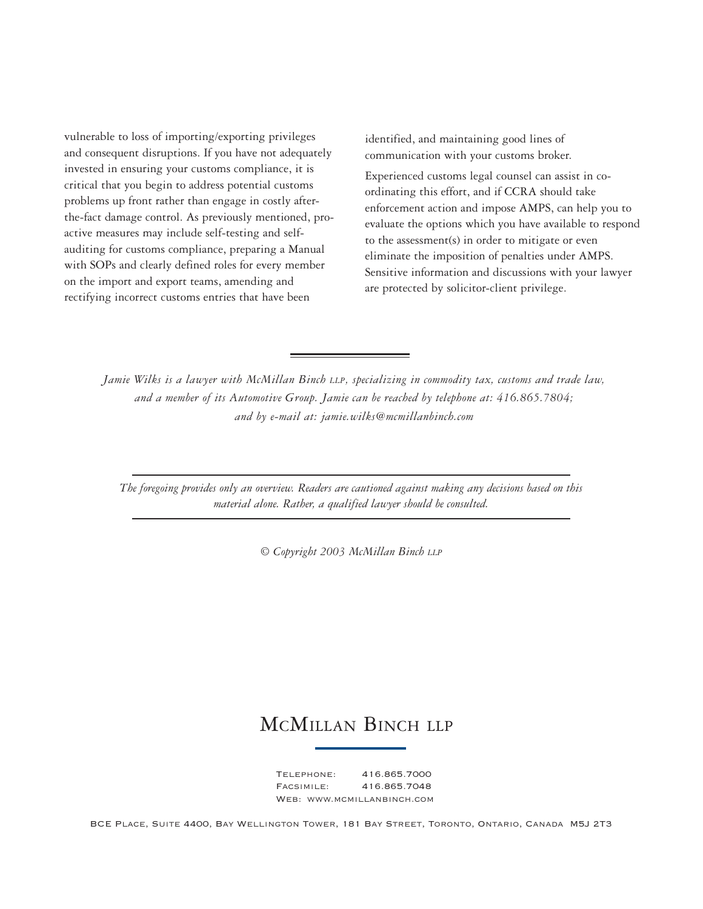vulnerable to loss of importing/exporting privileges and consequent disruptions. If you have not adequately invested in ensuring your customs compliance, it is critical that you begin to address potential customs problems up front rather than engage in costly after-the-fact damage control. As previously mentioned, pro-active measures may include self-testing and self-auditing for customs compliance, preparing a Manual with SOPs and clearly defined roles for every member on the import and export teams, amending and rectifying incorrect customs entries that have been identified, and maintaining good lines of communication with your customs broker.

Experienced customs legal counsel can assist in co-ordinating this effort, and if CCRA should take enforcement action and impose AMPS, can help you to evaluate the options which you have available to respond to the assessment(s) in order to mitigate or even eliminate the imposition of penalties under AMPS. Sensitive information and discussions with your lawyer are protected by solicitor-client privilege.

---

*Jamie Wilks is a lawyer with McMillan Binch LLP, specializing in commodity tax, customs and trade law, and a member of its Automotive Group. Jamie can be reached by telephone at: 416.865.7804; and by e-mail at: jamie.wilks@mcmillanbinch.com*

---

*The foregoing provides only an overview. Readers are cautioned against making any decisions based on this material alone. Rather, a qualified lawyer should be consulted.*

---

*© Copyright 2003 McMillan Binch LLP*

McMillan Binch LLP

Telephone: 416.865.7000
Facsimile: 416.865.7048
Web: www.mcmillanbinch.com

BCE Place, Suite 4400, Bay Wellington Tower, 181 Bay Street, Toronto, Ontario, Canada M5J 2T3